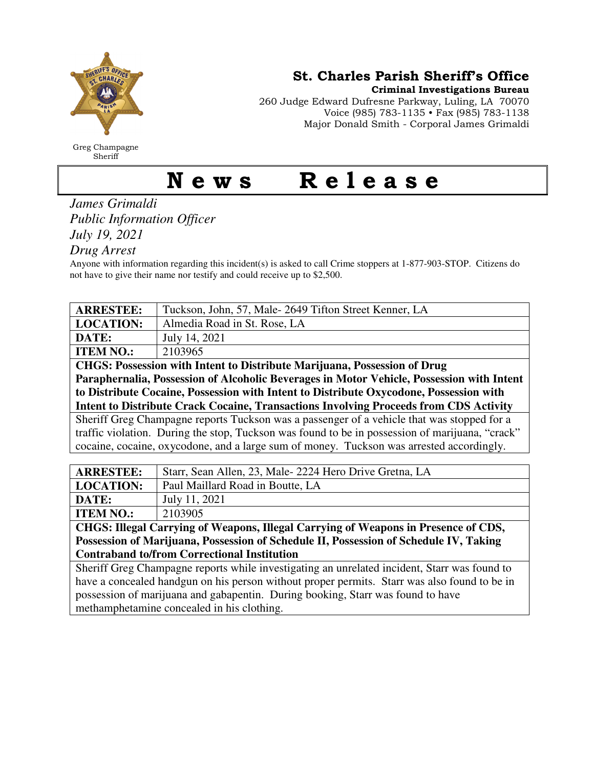Greg Champagne
Sheriff

# St. Charles Parish Sheriff's Office

**Criminal Investigations Bureau**

260 Judge Edward Dufresne Parkway, Luling, LA 70070
Voice (985) 783-1135 • Fax (985) 783-1138
Major Donald Smith - Corporal James Grimaldi

# News Release

*James Grimaldi*
*Public Information Officer*
*July 19, 2021*
*Drug Arrest*

Anyone with information regarding this incident(s) is asked to call Crime stoppers at 1-877-903-STOP. Citizens do not have to give their name nor testify and could receive up to $2,500.

| **ARRESTEE:** | Tuckson, John, 57, Male- 2649 Tifton Street Kenner, LA |
|---|---|
| **LOCATION:** | Almedia Road in St. Rose, LA |
| **DATE:** | July 14, 2021 |
| **ITEM NO.:** | 2103965 |
| **CHGS: Possession with Intent to Distribute Marijuana, Possession of Drug Paraphernalia, Possession of Alcoholic Beverages in Motor Vehicle, Possession with Intent to Distribute Cocaine, Possession with Intent to Distribute Oxycodone, Possession with Intent to Distribute Crack Cocaine, Transactions Involving Proceeds from CDS Activity** | |
| Sheriff Greg Champagne reports Tuckson was a passenger of a vehicle that was stopped for a traffic violation. During the stop, Tuckson was found to be in possession of marijuana, "crack" cocaine, cocaine, oxycodone, and a large sum of money. Tuckson was arrested accordingly. | |

| **ARRESTEE:** | Starr, Sean Allen, 23, Male- 2224 Hero Drive Gretna, LA |
|---|---|
| **LOCATION:** | Paul Maillard Road in Boutte, LA |
| **DATE:** | July 11, 2021 |
| **ITEM NO.:** | 2103905 |
| **CHGS: Illegal Carrying of Weapons, Illegal Carrying of Weapons in Presence of CDS, Possession of Marijuana, Possession of Schedule II, Possession of Schedule IV, Taking Contraband to/from Correctional Institution** | |
| Sheriff Greg Champagne reports while investigating an unrelated incident, Starr was found to have a concealed handgun on his person without proper permits. Starr was also found to be in possession of marijuana and gabapentin. During booking, Starr was found to have methamphetamine concealed in his clothing. | |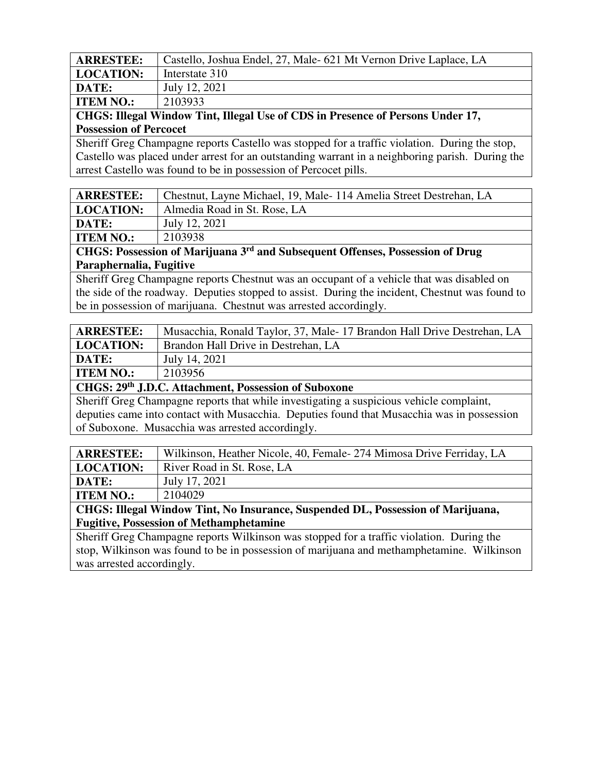| **ARRESTEE:** | Castello, Joshua Endel, 27, Male- 621 Mt Vernon Drive Laplace, LA |
|---|---|
| **LOCATION:** | Interstate 310 |
| **DATE:** | July 12, 2021 |
| **ITEM NO.:** | 2103933 |

**CHGS: Illegal Window Tint, Illegal Use of CDS in Presence of Persons Under 17, Possession of Percocet**

Sheriff Greg Champagne reports Castello was stopped for a traffic violation. During the stop, Castello was placed under arrest for an outstanding warrant in a neighboring parish. During the arrest Castello was found to be in possession of Percocet pills.

| **ARRESTEE:** | Chestnut, Layne Michael, 19, Male- 114 Amelia Street Destrehan, LA |
|---|---|
| **LOCATION:** | Almedia Road in St. Rose, LA |
| **DATE:** | July 12, 2021 |
| **ITEM NO.:** | 2103938 |

**CHGS: Possession of Marijuana 3rd and Subsequent Offenses, Possession of Drug Paraphernalia, Fugitive**

Sheriff Greg Champagne reports Chestnut was an occupant of a vehicle that was disabled on the side of the roadway. Deputies stopped to assist. During the incident, Chestnut was found to be in possession of marijuana. Chestnut was arrested accordingly.

| **ARRESTEE:** | Musacchia, Ronald Taylor, 37, Male- 17 Brandon Hall Drive Destrehan, LA |
|---|---|
| **LOCATION:** | Brandon Hall Drive in Destrehan, LA |
| **DATE:** | July 14, 2021 |
| **ITEM NO.:** | 2103956 |

**CHGS: 29th J.D.C. Attachment, Possession of Suboxone**

Sheriff Greg Champagne reports that while investigating a suspicious vehicle complaint, deputies came into contact with Musacchia. Deputies found that Musacchia was in possession of Suboxone. Musacchia was arrested accordingly.

| **ARRESTEE:** | Wilkinson, Heather Nicole, 40, Female- 274 Mimosa Drive Ferriday, LA |
|---|---|
| **LOCATION:** | River Road in St. Rose, LA |
| **DATE:** | July 17, 2021 |
| **ITEM NO.:** | 2104029 |

**CHGS: Illegal Window Tint, No Insurance, Suspended DL, Possession of Marijuana, Fugitive, Possession of Methamphetamine**

Sheriff Greg Champagne reports Wilkinson was stopped for a traffic violation. During the stop, Wilkinson was found to be in possession of marijuana and methamphetamine. Wilkinson was arrested accordingly.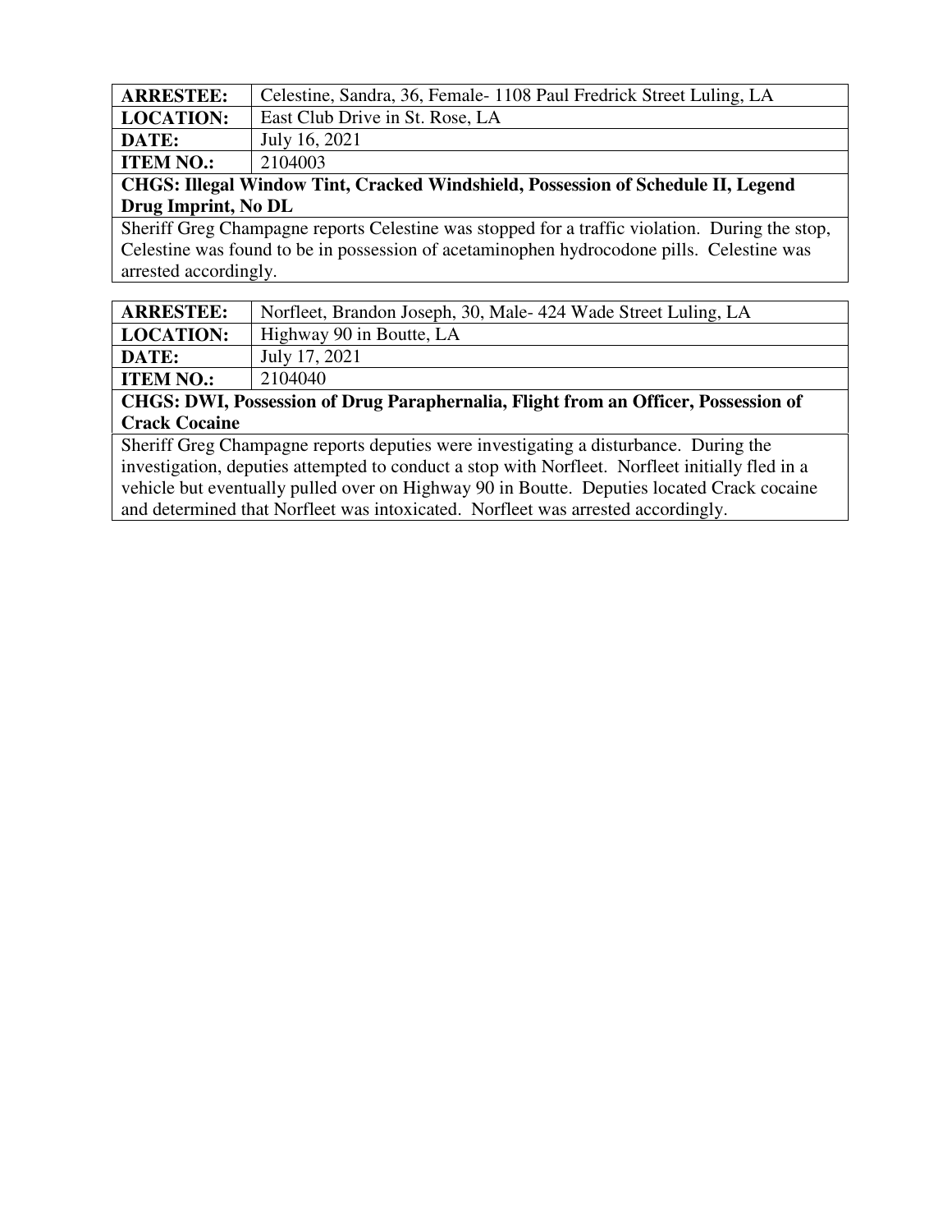| | |
|---|---|
| **ARRESTEE:** | Celestine, Sandra, 36, Female- 1108 Paul Fredrick Street Luling, LA |
| **LOCATION:** | East Club Drive in St. Rose, LA |
| **DATE:** | July 16, 2021 |
| **ITEM NO.:** | 2104003 |

**CHGS: Illegal Window Tint, Cracked Windshield, Possession of Schedule II, Legend Drug Imprint, No DL**

Sheriff Greg Champagne reports Celestine was stopped for a traffic violation. During the stop, Celestine was found to be in possession of acetaminophen hydrocodone pills. Celestine was arrested accordingly.

| | |
|---|---|
| **ARRESTEE:** | Norfleet, Brandon Joseph, 30, Male- 424 Wade Street Luling, LA |
| **LOCATION:** | Highway 90 in Boutte, LA |
| **DATE:** | July 17, 2021 |
| **ITEM NO.:** | 2104040 |

**CHGS: DWI, Possession of Drug Paraphernalia, Flight from an Officer, Possession of Crack Cocaine**

Sheriff Greg Champagne reports deputies were investigating a disturbance. During the investigation, deputies attempted to conduct a stop with Norfleet. Norfleet initially fled in a vehicle but eventually pulled over on Highway 90 in Boutte. Deputies located Crack cocaine and determined that Norfleet was intoxicated. Norfleet was arrested accordingly.